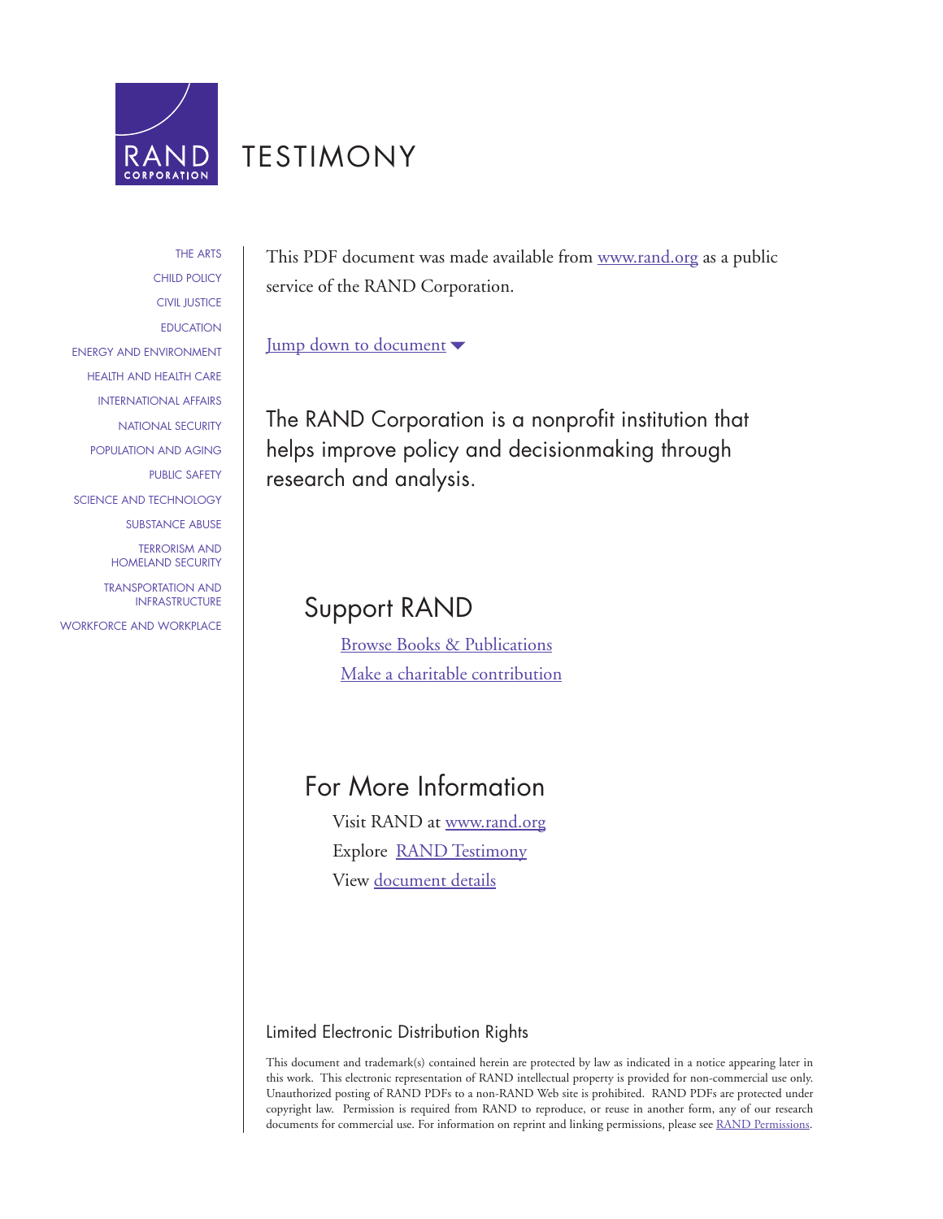RAND CORPORATION

# TESTIMONY

THE ARTS
CHILD POLICY
CIVIL JUSTICE
EDUCATION
ENERGY AND ENVIRONMENT
HEALTH AND HEALTH CARE
INTERNATIONAL AFFAIRS
NATIONAL SECURITY
POPULATION AND AGING
PUBLIC SAFETY
SCIENCE AND TECHNOLOGY
SUBSTANCE ABUSE
TERRORISM AND HOMELAND SECURITY
TRANSPORTATION AND INFRASTRUCTURE
WORKFORCE AND WORKPLACE

This PDF document was made available from www.rand.org as a public service of the RAND Corporation.

Jump down to document

The RAND Corporation is a nonprofit institution that helps improve policy and decisionmaking through research and analysis.

## Support RAND

Browse Books & Publications
Make a charitable contribution

## For More Information

Visit RAND at www.rand.org
Explore RAND Testimony
View document details

### Limited Electronic Distribution Rights

This document and trademark(s) contained herein are protected by law as indicated in a notice appearing later in this work. This electronic representation of RAND intellectual property is provided for non-commercial use only. Unauthorized posting of RAND PDFs to a non-RAND Web site is prohibited. RAND PDFs are protected under copyright law. Permission is required from RAND to reproduce, or reuse in another form, any of our research documents for commercial use. For information on reprint and linking permissions, please see RAND Permissions.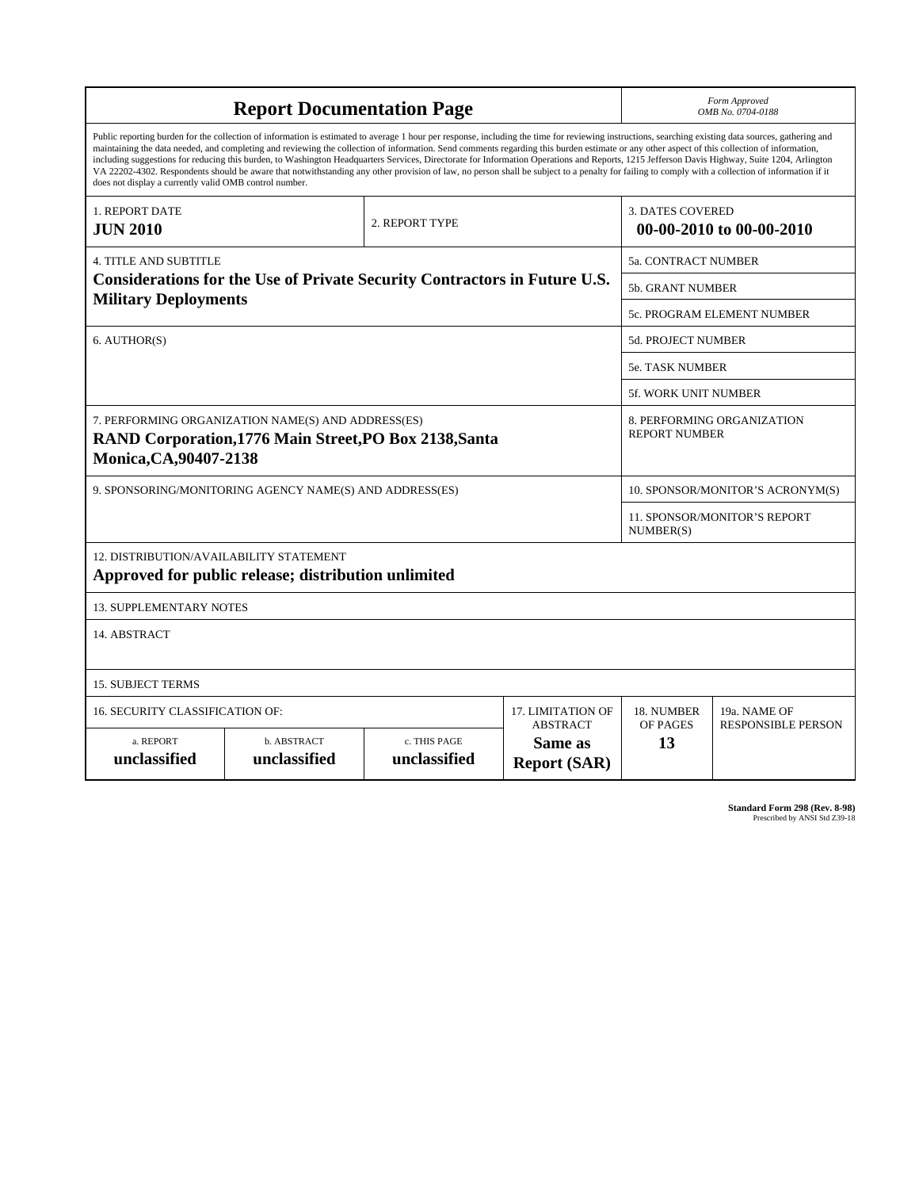# Report Documentation Page

*Form Approved*
*OMB No. 0704-0188*

Public reporting burden for the collection of information is estimated to average 1 hour per response, including the time for reviewing instructions, searching existing data sources, gathering and maintaining the data needed, and completing and reviewing the collection of information. Send comments regarding this burden estimate or any other aspect of this collection of information, including suggestions for reducing this burden, to Washington Headquarters Services, Directorate for Information Operations and Reports, 1215 Jefferson Davis Highway, Suite 1204, Arlington VA 22202-4302. Respondents should be aware that notwithstanding any other provision of law, no person shall be subject to a penalty for failing to comply with a collection of information if it does not display a currently valid OMB control number.

| 1. REPORT DATE | 2. REPORT TYPE | 3. DATES COVERED |
|---|---|---|
| **JUN 2010** | | **00-00-2010 to 00-00-2010** |

| 4. TITLE AND SUBTITLE | |
|---|---|
| **Considerations for the Use of Private Security Contractors in Future U.S. Military Deployments** | 5a. CONTRACT NUMBER |
| | 5b. GRANT NUMBER |
| | 5c. PROGRAM ELEMENT NUMBER |
| 6. AUTHOR(S) | 5d. PROJECT NUMBER |
| | 5e. TASK NUMBER |
| | 5f. WORK UNIT NUMBER |
| 7. PERFORMING ORGANIZATION NAME(S) AND ADDRESS(ES) **RAND Corporation,1776 Main Street,PO Box 2138,Santa Monica,CA,90407-2138** | 8. PERFORMING ORGANIZATION REPORT NUMBER |
| 9. SPONSORING/MONITORING AGENCY NAME(S) AND ADDRESS(ES) | 10. SPONSOR/MONITOR'S ACRONYM(S) |
| | 11. SPONSOR/MONITOR'S REPORT NUMBER(S) |

12. DISTRIBUTION/AVAILABILITY STATEMENT
**Approved for public release; distribution unlimited**

13. SUPPLEMENTARY NOTES

14. ABSTRACT

15. SUBJECT TERMS

| 16. SECURITY CLASSIFICATION OF: | | | 17. LIMITATION OF ABSTRACT | 18. NUMBER OF PAGES | 19a. NAME OF RESPONSIBLE PERSON |
|---|---|---|---|---|---|
| a. REPORT | b. ABSTRACT | c. THIS PAGE | | | |
| **unclassified** | **unclassified** | **unclassified** | **Same as Report (SAR)** | **13** | |

**Standard Form 298 (Rev. 8-98)**
Prescribed by ANSI Std Z39-18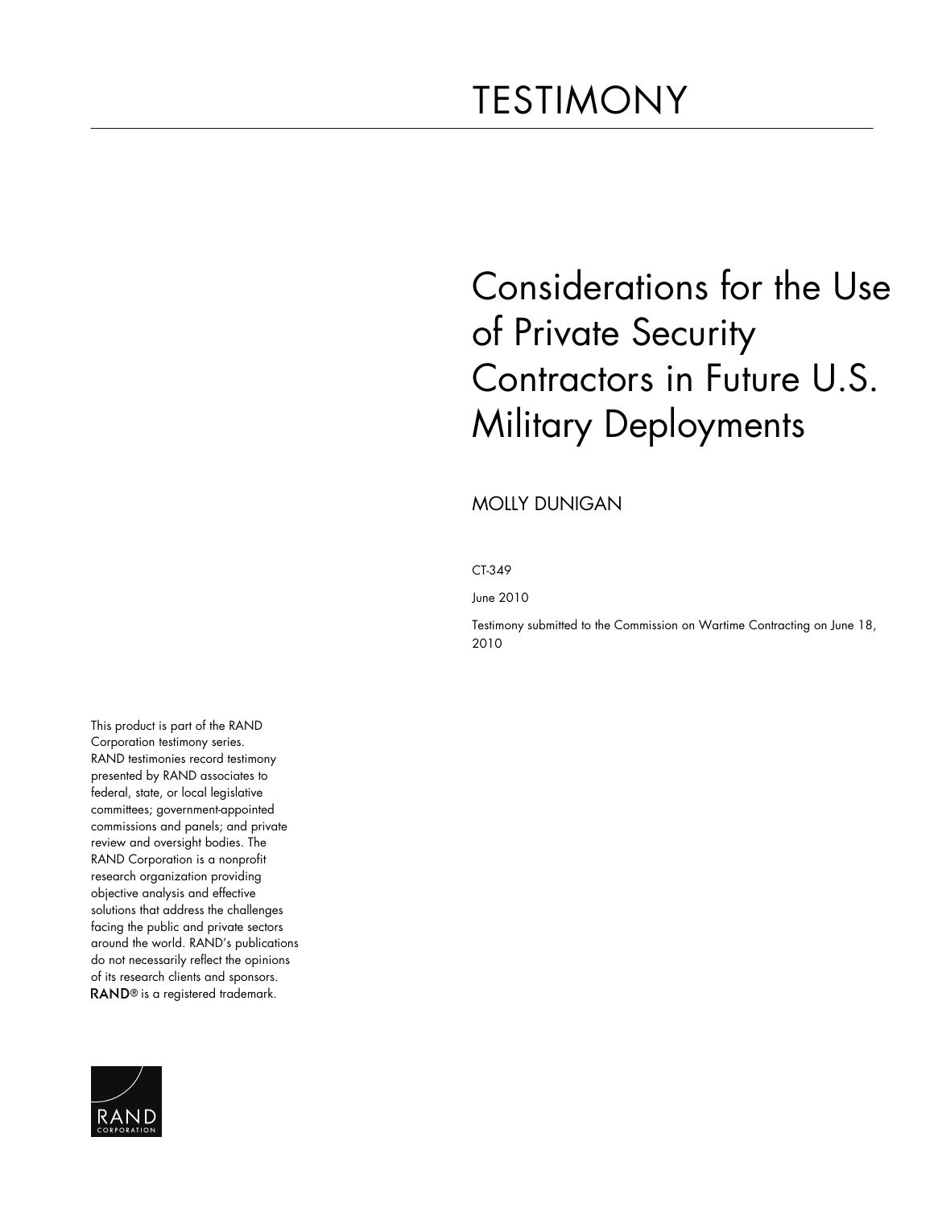# TESTIMONY

# Considerations for the Use of Private Security Contractors in Future U.S. Military Deployments

MOLLY DUNIGAN

CT-349

June 2010

Testimony submitted to the Commission on Wartime Contracting on June 18, 2010

This product is part of the RAND Corporation testimony series. RAND testimonies record testimony presented by RAND associates to federal, state, or local legislative committees; government-appointed commissions and panels; and private review and oversight bodies. The RAND Corporation is a nonprofit research organization providing objective analysis and effective solutions that address the challenges facing the public and private sectors around the world. RAND's publications do not necessarily reflect the opinions of its research clients and sponsors. RAND® is a registered trademark.

RAND CORPORATION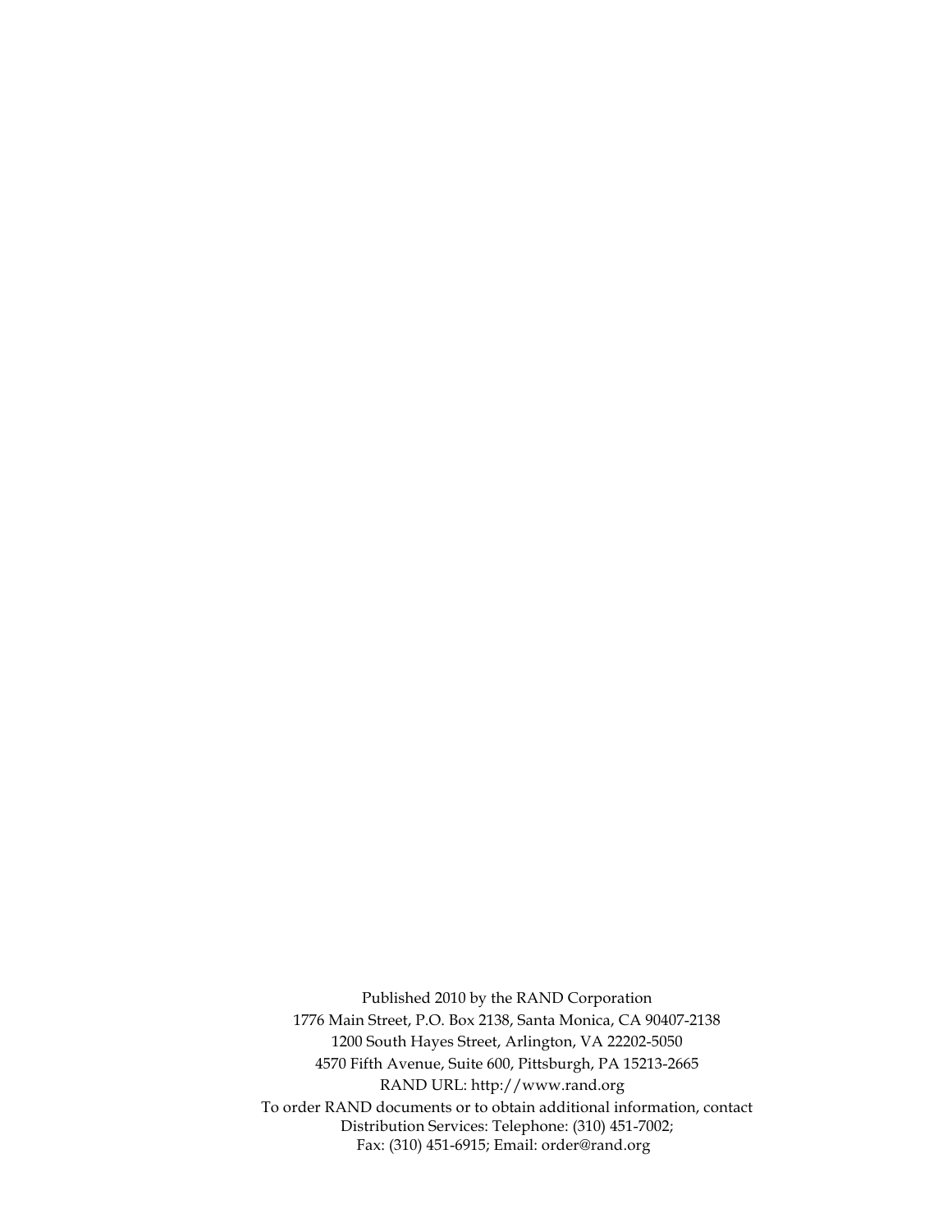Published 2010 by the RAND Corporation
1776 Main Street, P.O. Box 2138, Santa Monica, CA 90407-2138
1200 South Hayes Street, Arlington, VA 22202-5050
4570 Fifth Avenue, Suite 600, Pittsburgh, PA 15213-2665
RAND URL: http://www.rand.org
To order RAND documents or to obtain additional information, contact
Distribution Services: Telephone: (310) 451-7002;
Fax: (310) 451-6915; Email: order@rand.org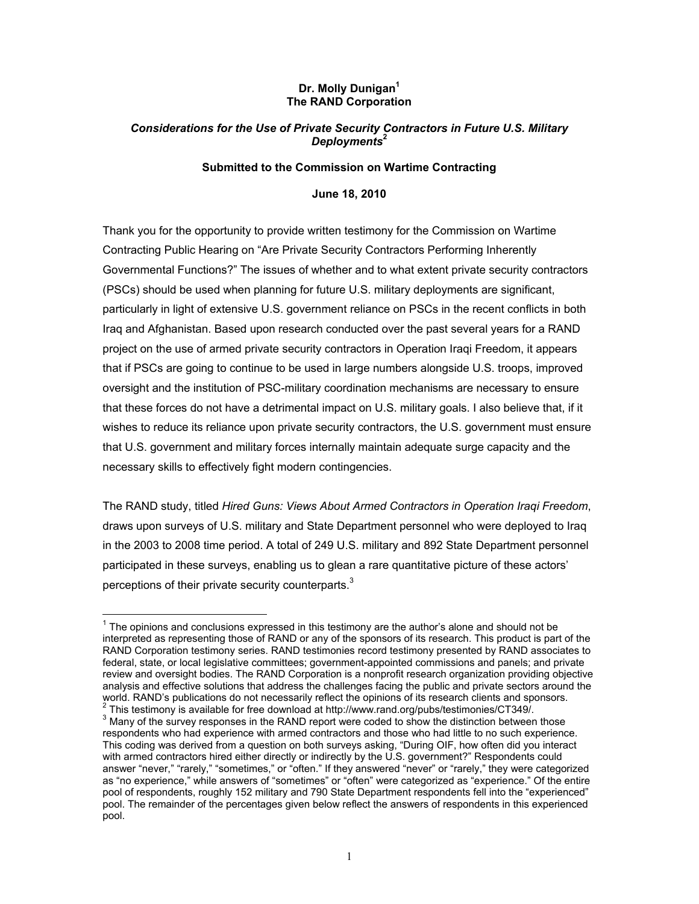**Dr. Molly Dunigan[1]**
**The RAND Corporation**

***Considerations for the Use of Private Security Contractors in Future U.S. Military Deployments[2]***

**Submitted to the Commission on Wartime Contracting**

**June 18, 2010**

Thank you for the opportunity to provide written testimony for the Commission on Wartime Contracting Public Hearing on "Are Private Security Contractors Performing Inherently Governmental Functions?" The issues of whether and to what extent private security contractors (PSCs) should be used when planning for future U.S. military deployments are significant, particularly in light of extensive U.S. government reliance on PSCs in the recent conflicts in both Iraq and Afghanistan. Based upon research conducted over the past several years for a RAND project on the use of armed private security contractors in Operation Iraqi Freedom, it appears that if PSCs are going to continue to be used in large numbers alongside U.S. troops, improved oversight and the institution of PSC-military coordination mechanisms are necessary to ensure that these forces do not have a detrimental impact on U.S. military goals. I also believe that, if it wishes to reduce its reliance upon private security contractors, the U.S. government must ensure that U.S. government and military forces internally maintain adequate surge capacity and the necessary skills to effectively fight modern contingencies.

The RAND study, titled *Hired Guns: Views About Armed Contractors in Operation Iraqi Freedom*, draws upon surveys of U.S. military and State Department personnel who were deployed to Iraq in the 2003 to 2008 time period. A total of 249 U.S. military and 892 State Department personnel participated in these surveys, enabling us to glean a rare quantitative picture of these actors' perceptions of their private security counterparts.[3]

---

[1] The opinions and conclusions expressed in this testimony are the author's alone and should not be interpreted as representing those of RAND or any of the sponsors of its research. This product is part of the RAND Corporation testimony series. RAND testimonies record testimony presented by RAND associates to federal, state, or local legislative committees; government-appointed commissions and panels; and private review and oversight bodies. The RAND Corporation is a nonprofit research organization providing objective analysis and effective solutions that address the challenges facing the public and private sectors around the world. RAND's publications do not necessarily reflect the opinions of its research clients and sponsors.

[2] This testimony is available for free download at http://www.rand.org/pubs/testimonies/CT349/.

[3] Many of the survey responses in the RAND report were coded to show the distinction between those respondents who had experience with armed contractors and those who had little to no such experience. This coding was derived from a question on both surveys asking, "During OIF, how often did you interact with armed contractors hired either directly or indirectly by the U.S. government?" Respondents could answer "never," "rarely," "sometimes," or "often." If they answered "never" or "rarely," they were categorized as "no experience," while answers of "sometimes" or "often" were categorized as "experience." Of the entire pool of respondents, roughly 152 military and 790 State Department respondents fell into the "experienced" pool. The remainder of the percentages given below reflect the answers of respondents in this experienced pool.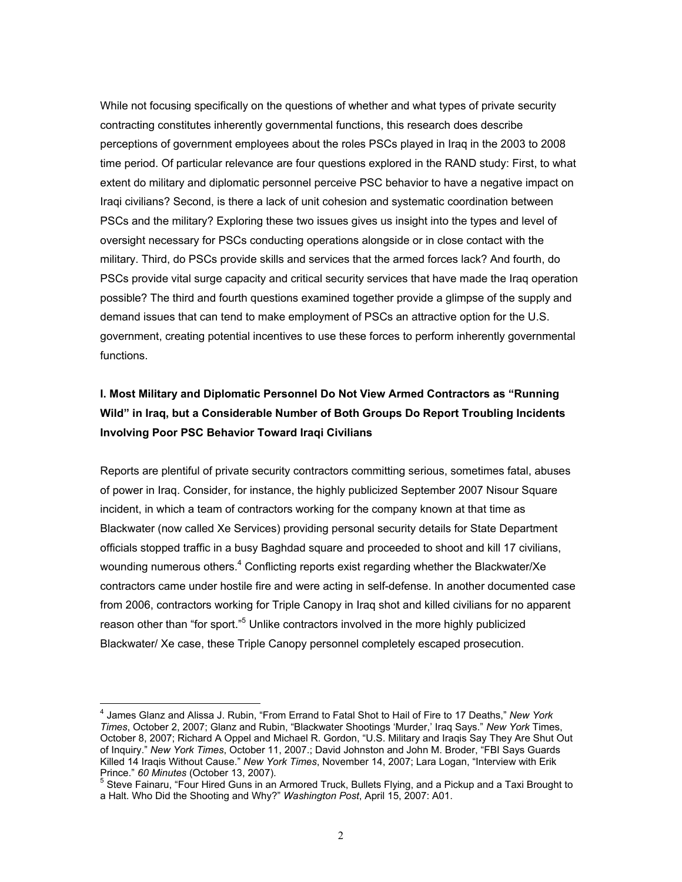While not focusing specifically on the questions of whether and what types of private security contracting constitutes inherently governmental functions, this research does describe perceptions of government employees about the roles PSCs played in Iraq in the 2003 to 2008 time period. Of particular relevance are four questions explored in the RAND study: First, to what extent do military and diplomatic personnel perceive PSC behavior to have a negative impact on Iraqi civilians? Second, is there a lack of unit cohesion and systematic coordination between PSCs and the military? Exploring these two issues gives us insight into the types and level of oversight necessary for PSCs conducting operations alongside or in close contact with the military. Third, do PSCs provide skills and services that the armed forces lack? And fourth, do PSCs provide vital surge capacity and critical security services that have made the Iraq operation possible? The third and fourth questions examined together provide a glimpse of the supply and demand issues that can tend to make employment of PSCs an attractive option for the U.S. government, creating potential incentives to use these forces to perform inherently governmental functions.

## I. Most Military and Diplomatic Personnel Do Not View Armed Contractors as "Running Wild" in Iraq, but a Considerable Number of Both Groups Do Report Troubling Incidents Involving Poor PSC Behavior Toward Iraqi Civilians

Reports are plentiful of private security contractors committing serious, sometimes fatal, abuses of power in Iraq. Consider, for instance, the highly publicized September 2007 Nisour Square incident, in which a team of contractors working for the company known at that time as Blackwater (now called Xe Services) providing personal security details for State Department officials stopped traffic in a busy Baghdad square and proceeded to shoot and kill 17 civilians, wounding numerous others.[4] Conflicting reports exist regarding whether the Blackwater/Xe contractors came under hostile fire and were acting in self-defense. In another documented case from 2006, contractors working for Triple Canopy in Iraq shot and killed civilians for no apparent reason other than "for sport."[5] Unlike contractors involved in the more highly publicized Blackwater/ Xe case, these Triple Canopy personnel completely escaped prosecution.

---

[4] James Glanz and Alissa J. Rubin, "From Errand to Fatal Shot to Hail of Fire to 17 Deaths," *New York Times*, October 2, 2007; Glanz and Rubin, "Blackwater Shootings 'Murder,' Iraq Says." *New York* Times, October 8, 2007; Richard A Oppel and Michael R. Gordon, "U.S. Military and Iraqis Say They Are Shut Out of Inquiry." *New York Times*, October 11, 2007.; David Johnston and John M. Broder, "FBI Says Guards Killed 14 Iraqis Without Cause." *New York Times*, November 14, 2007; Lara Logan, "Interview with Erik Prince." *60 Minutes* (October 13, 2007).

[5] Steve Fainaru, "Four Hired Guns in an Armored Truck, Bullets Flying, and a Pickup and a Taxi Brought to a Halt. Who Did the Shooting and Why?" *Washington Post*, April 15, 2007: A01.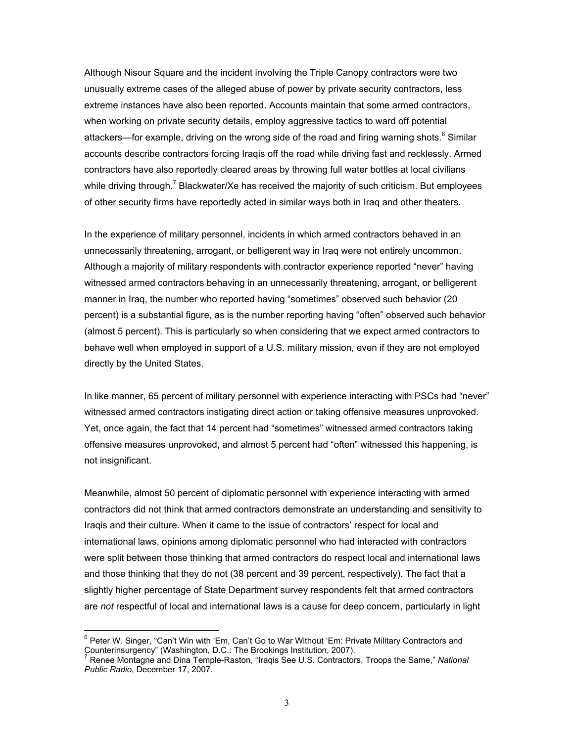Although Nisour Square and the incident involving the Triple Canopy contractors were two unusually extreme cases of the alleged abuse of power by private security contractors, less extreme instances have also been reported. Accounts maintain that some armed contractors, when working on private security details, employ aggressive tactics to ward off potential attackers—for example, driving on the wrong side of the road and firing warning shots.[6] Similar accounts describe contractors forcing Iraqis off the road while driving fast and recklessly. Armed contractors have also reportedly cleared areas by throwing full water bottles at local civilians while driving through.[7] Blackwater/Xe has received the majority of such criticism. But employees of other security firms have reportedly acted in similar ways both in Iraq and other theaters.

In the experience of military personnel, incidents in which armed contractors behaved in an unnecessarily threatening, arrogant, or belligerent way in Iraq were not entirely uncommon. Although a majority of military respondents with contractor experience reported "never" having witnessed armed contractors behaving in an unnecessarily threatening, arrogant, or belligerent manner in Iraq, the number who reported having "sometimes" observed such behavior (20 percent) is a substantial figure, as is the number reporting having "often" observed such behavior (almost 5 percent). This is particularly so when considering that we expect armed contractors to behave well when employed in support of a U.S. military mission, even if they are not employed directly by the United States.

In like manner, 65 percent of military personnel with experience interacting with PSCs had "never" witnessed armed contractors instigating direct action or taking offensive measures unprovoked. Yet, once again, the fact that 14 percent had "sometimes" witnessed armed contractors taking offensive measures unprovoked, and almost 5 percent had "often" witnessed this happening, is not insignificant.

Meanwhile, almost 50 percent of diplomatic personnel with experience interacting with armed contractors did not think that armed contractors demonstrate an understanding and sensitivity to Iraqis and their culture. When it came to the issue of contractors' respect for local and international laws, opinions among diplomatic personnel who had interacted with contractors were split between those thinking that armed contractors do respect local and international laws and those thinking that they do not (38 percent and 39 percent, respectively). The fact that a slightly higher percentage of State Department survey respondents felt that armed contractors are *not* respectful of local and international laws is a cause for deep concern, particularly in light

---

[6] Peter W. Singer, "Can't Win with 'Em, Can't Go to War Without 'Em: Private Military Contractors and Counterinsurgency" (Washington, D.C.: The Brookings Institution, 2007).

[7] Renee Montagne and Dina Temple-Raston, "Iraqis See U.S. Contractors, Troops the Same," *National Public Radio*, December 17, 2007.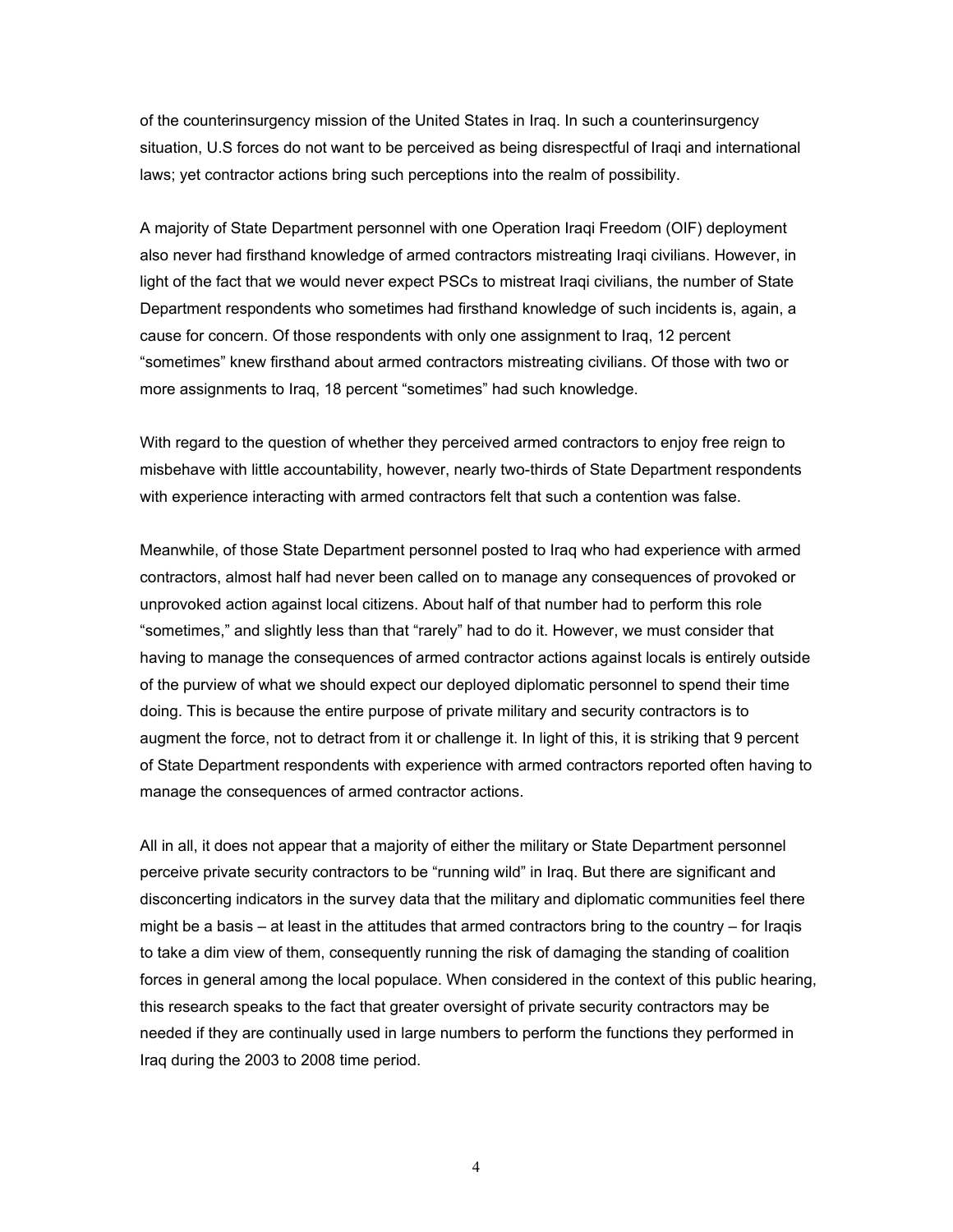of the counterinsurgency mission of the United States in Iraq. In such a counterinsurgency situation, U.S forces do not want to be perceived as being disrespectful of Iraqi and international laws; yet contractor actions bring such perceptions into the realm of possibility.

A majority of State Department personnel with one Operation Iraqi Freedom (OIF) deployment also never had firsthand knowledge of armed contractors mistreating Iraqi civilians. However, in light of the fact that we would never expect PSCs to mistreat Iraqi civilians, the number of State Department respondents who sometimes had firsthand knowledge of such incidents is, again, a cause for concern. Of those respondents with only one assignment to Iraq, 12 percent "sometimes" knew firsthand about armed contractors mistreating civilians. Of those with two or more assignments to Iraq, 18 percent "sometimes" had such knowledge.

With regard to the question of whether they perceived armed contractors to enjoy free reign to misbehave with little accountability, however, nearly two-thirds of State Department respondents with experience interacting with armed contractors felt that such a contention was false.

Meanwhile, of those State Department personnel posted to Iraq who had experience with armed contractors, almost half had never been called on to manage any consequences of provoked or unprovoked action against local citizens. About half of that number had to perform this role "sometimes," and slightly less than that "rarely" had to do it. However, we must consider that having to manage the consequences of armed contractor actions against locals is entirely outside of the purview of what we should expect our deployed diplomatic personnel to spend their time doing. This is because the entire purpose of private military and security contractors is to augment the force, not to detract from it or challenge it. In light of this, it is striking that 9 percent of State Department respondents with experience with armed contractors reported often having to manage the consequences of armed contractor actions.

All in all, it does not appear that a majority of either the military or State Department personnel perceive private security contractors to be "running wild" in Iraq. But there are significant and disconcerting indicators in the survey data that the military and diplomatic communities feel there might be a basis – at least in the attitudes that armed contractors bring to the country – for Iraqis to take a dim view of them, consequently running the risk of damaging the standing of coalition forces in general among the local populace. When considered in the context of this public hearing, this research speaks to the fact that greater oversight of private security contractors may be needed if they are continually used in large numbers to perform the functions they performed in Iraq during the 2003 to 2008 time period.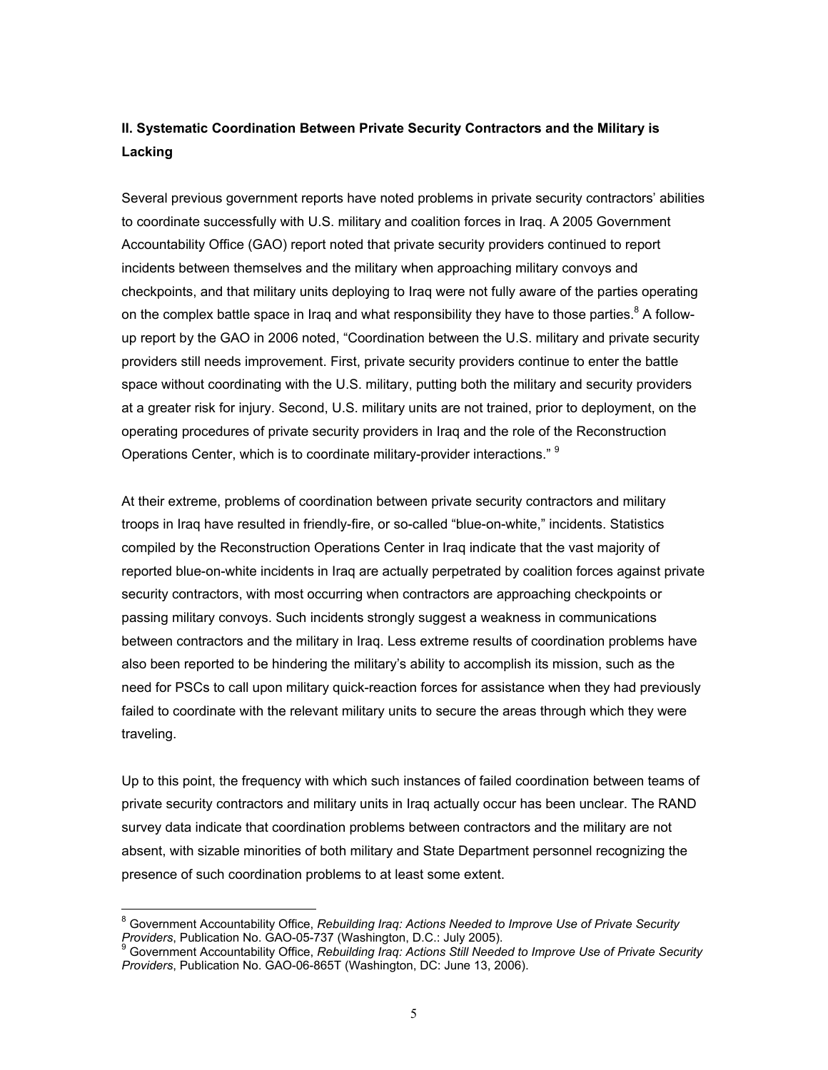## II. Systematic Coordination Between Private Security Contractors and the Military is Lacking

Several previous government reports have noted problems in private security contractors' abilities to coordinate successfully with U.S. military and coalition forces in Iraq. A 2005 Government Accountability Office (GAO) report noted that private security providers continued to report incidents between themselves and the military when approaching military convoys and checkpoints, and that military units deploying to Iraq were not fully aware of the parties operating on the complex battle space in Iraq and what responsibility they have to those parties.[8] A follow-up report by the GAO in 2006 noted, "Coordination between the U.S. military and private security providers still needs improvement. First, private security providers continue to enter the battle space without coordinating with the U.S. military, putting both the military and security providers at a greater risk for injury. Second, U.S. military units are not trained, prior to deployment, on the operating procedures of private security providers in Iraq and the role of the Reconstruction Operations Center, which is to coordinate military-provider interactions." [9]

At their extreme, problems of coordination between private security contractors and military troops in Iraq have resulted in friendly-fire, or so-called "blue-on-white," incidents. Statistics compiled by the Reconstruction Operations Center in Iraq indicate that the vast majority of reported blue-on-white incidents in Iraq are actually perpetrated by coalition forces against private security contractors, with most occurring when contractors are approaching checkpoints or passing military convoys. Such incidents strongly suggest a weakness in communications between contractors and the military in Iraq. Less extreme results of coordination problems have also been reported to be hindering the military's ability to accomplish its mission, such as the need for PSCs to call upon military quick-reaction forces for assistance when they had previously failed to coordinate with the relevant military units to secure the areas through which they were traveling.

Up to this point, the frequency with which such instances of failed coordination between teams of private security contractors and military units in Iraq actually occur has been unclear. The RAND survey data indicate that coordination problems between contractors and the military are not absent, with sizable minorities of both military and State Department personnel recognizing the presence of such coordination problems to at least some extent.

---

[8] Government Accountability Office, *Rebuilding Iraq: Actions Needed to Improve Use of Private Security Providers*, Publication No. GAO-05-737 (Washington, D.C.: July 2005).

[9] Government Accountability Office, *Rebuilding Iraq: Actions Still Needed to Improve Use of Private Security Providers*, Publication No. GAO-06-865T (Washington, DC: June 13, 2006).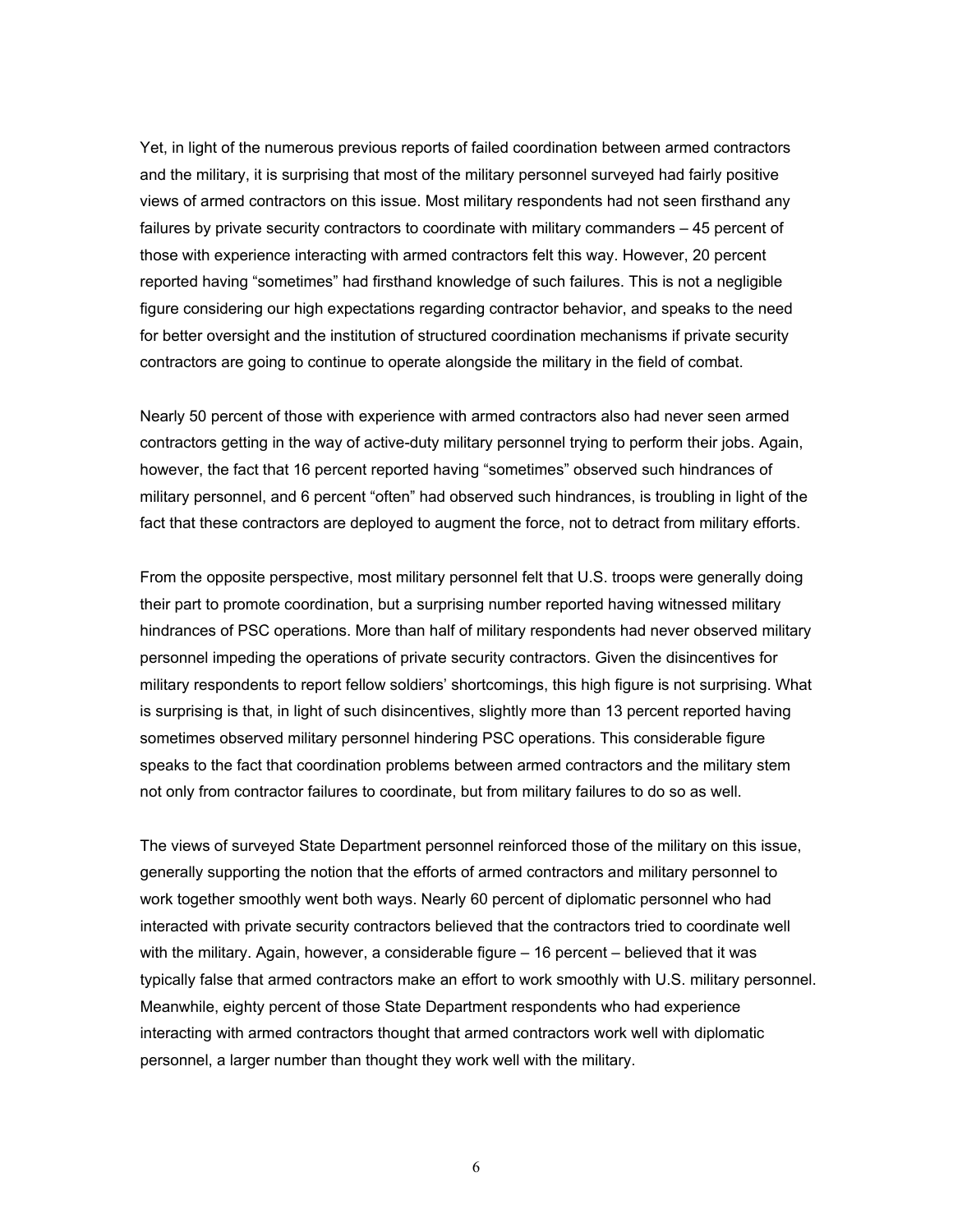Yet, in light of the numerous previous reports of failed coordination between armed contractors and the military, it is surprising that most of the military personnel surveyed had fairly positive views of armed contractors on this issue. Most military respondents had not seen firsthand any failures by private security contractors to coordinate with military commanders – 45 percent of those with experience interacting with armed contractors felt this way. However, 20 percent reported having "sometimes" had firsthand knowledge of such failures. This is not a negligible figure considering our high expectations regarding contractor behavior, and speaks to the need for better oversight and the institution of structured coordination mechanisms if private security contractors are going to continue to operate alongside the military in the field of combat.

Nearly 50 percent of those with experience with armed contractors also had never seen armed contractors getting in the way of active-duty military personnel trying to perform their jobs. Again, however, the fact that 16 percent reported having "sometimes" observed such hindrances of military personnel, and 6 percent "often" had observed such hindrances, is troubling in light of the fact that these contractors are deployed to augment the force, not to detract from military efforts.

From the opposite perspective, most military personnel felt that U.S. troops were generally doing their part to promote coordination, but a surprising number reported having witnessed military hindrances of PSC operations. More than half of military respondents had never observed military personnel impeding the operations of private security contractors. Given the disincentives for military respondents to report fellow soldiers' shortcomings, this high figure is not surprising. What is surprising is that, in light of such disincentives, slightly more than 13 percent reported having sometimes observed military personnel hindering PSC operations. This considerable figure speaks to the fact that coordination problems between armed contractors and the military stem not only from contractor failures to coordinate, but from military failures to do so as well.

The views of surveyed State Department personnel reinforced those of the military on this issue, generally supporting the notion that the efforts of armed contractors and military personnel to work together smoothly went both ways. Nearly 60 percent of diplomatic personnel who had interacted with private security contractors believed that the contractors tried to coordinate well with the military. Again, however, a considerable figure – 16 percent – believed that it was typically false that armed contractors make an effort to work smoothly with U.S. military personnel. Meanwhile, eighty percent of those State Department respondents who had experience interacting with armed contractors thought that armed contractors work well with diplomatic personnel, a larger number than thought they work well with the military.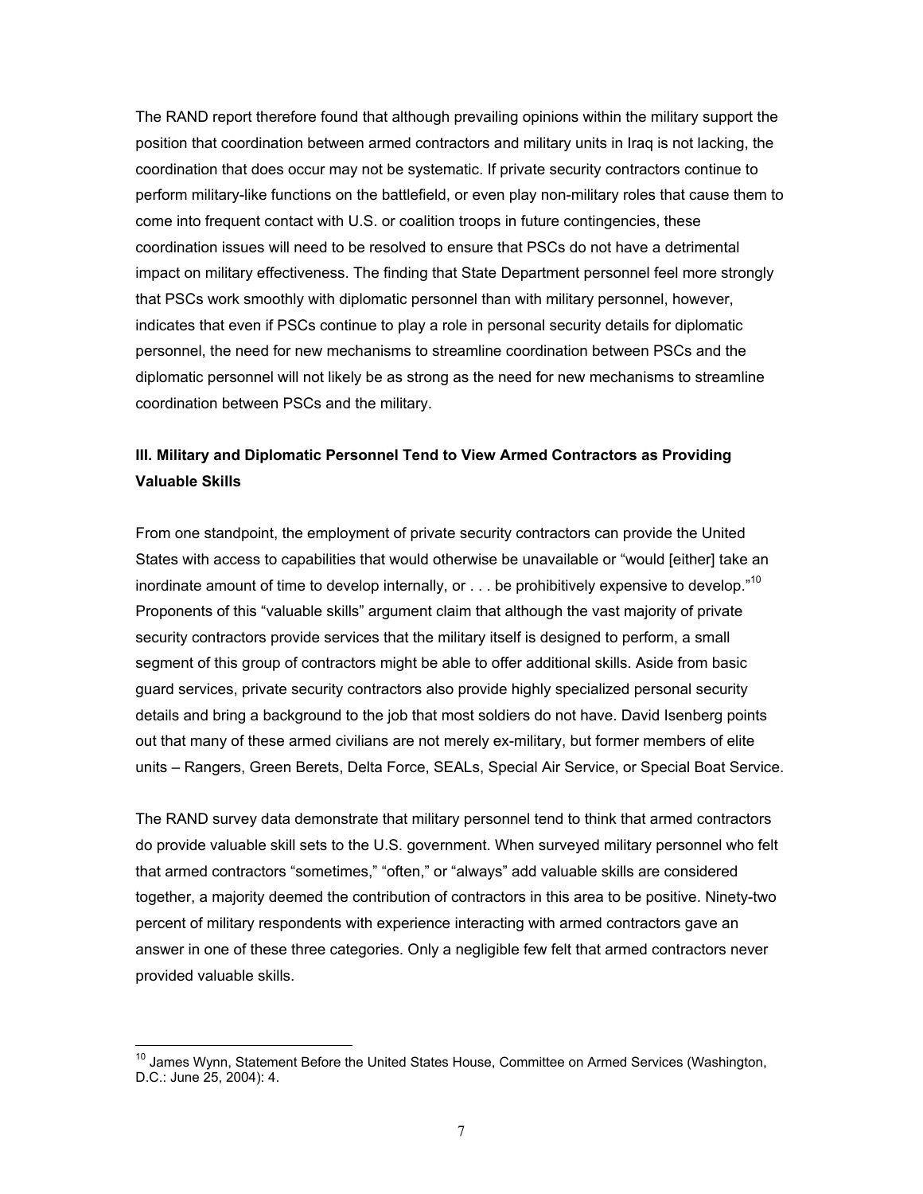The RAND report therefore found that although prevailing opinions within the military support the position that coordination between armed contractors and military units in Iraq is not lacking, the coordination that does occur may not be systematic. If private security contractors continue to perform military-like functions on the battlefield, or even play non-military roles that cause them to come into frequent contact with U.S. or coalition troops in future contingencies, these coordination issues will need to be resolved to ensure that PSCs do not have a detrimental impact on military effectiveness. The finding that State Department personnel feel more strongly that PSCs work smoothly with diplomatic personnel than with military personnel, however, indicates that even if PSCs continue to play a role in personal security details for diplomatic personnel, the need for new mechanisms to streamline coordination between PSCs and the diplomatic personnel will not likely be as strong as the need for new mechanisms to streamline coordination between PSCs and the military.

### III. Military and Diplomatic Personnel Tend to View Armed Contractors as Providing Valuable Skills

From one standpoint, the employment of private security contractors can provide the United States with access to capabilities that would otherwise be unavailable or "would [either] take an inordinate amount of time to develop internally, or . . . be prohibitively expensive to develop."[10] Proponents of this "valuable skills" argument claim that although the vast majority of private security contractors provide services that the military itself is designed to perform, a small segment of this group of contractors might be able to offer additional skills. Aside from basic guard services, private security contractors also provide highly specialized personal security details and bring a background to the job that most soldiers do not have. David Isenberg points out that many of these armed civilians are not merely ex-military, but former members of elite units – Rangers, Green Berets, Delta Force, SEALs, Special Air Service, or Special Boat Service.

The RAND survey data demonstrate that military personnel tend to think that armed contractors do provide valuable skill sets to the U.S. government. When surveyed military personnel who felt that armed contractors "sometimes," "often," or "always" add valuable skills are considered together, a majority deemed the contribution of contractors in this area to be positive. Ninety-two percent of military respondents with experience interacting with armed contractors gave an answer in one of these three categories. Only a negligible few felt that armed contractors never provided valuable skills.

---

[10] James Wynn, Statement Before the United States House, Committee on Armed Services (Washington, D.C.: June 25, 2004): 4.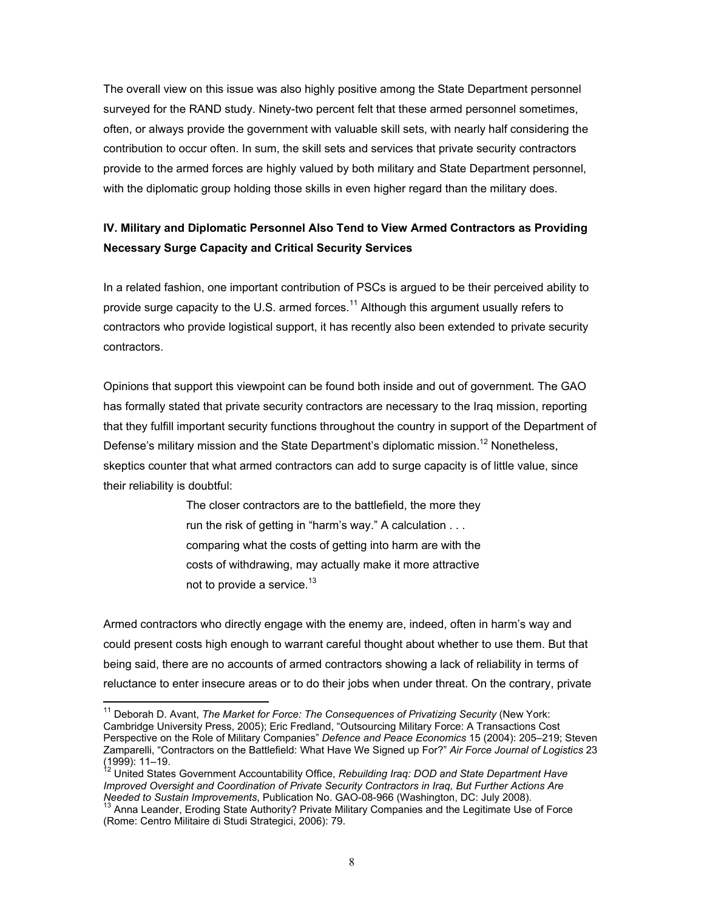The overall view on this issue was also highly positive among the State Department personnel surveyed for the RAND study. Ninety-two percent felt that these armed personnel sometimes, often, or always provide the government with valuable skill sets, with nearly half considering the contribution to occur often. In sum, the skill sets and services that private security contractors provide to the armed forces are highly valued by both military and State Department personnel, with the diplomatic group holding those skills in even higher regard than the military does.

**IV. Military and Diplomatic Personnel Also Tend to View Armed Contractors as Providing Necessary Surge Capacity and Critical Security Services**

In a related fashion, one important contribution of PSCs is argued to be their perceived ability to provide surge capacity to the U.S. armed forces.[11] Although this argument usually refers to contractors who provide logistical support, it has recently also been extended to private security contractors.

Opinions that support this viewpoint can be found both inside and out of government. The GAO has formally stated that private security contractors are necessary to the Iraq mission, reporting that they fulfill important security functions throughout the country in support of the Department of Defense's military mission and the State Department's diplomatic mission.[12] Nonetheless, skeptics counter that what armed contractors can add to surge capacity is of little value, since their reliability is doubtful:

> The closer contractors are to the battlefield, the more they run the risk of getting in "harm's way." A calculation . . . comparing what the costs of getting into harm are with the costs of withdrawing, may actually make it more attractive not to provide a service.[13]

Armed contractors who directly engage with the enemy are, indeed, often in harm's way and could present costs high enough to warrant careful thought about whether to use them. But that being said, there are no accounts of armed contractors showing a lack of reliability in terms of reluctance to enter insecure areas or to do their jobs when under threat. On the contrary, private

---

[11] Deborah D. Avant, *The Market for Force: The Consequences of Privatizing Security* (New York: Cambridge University Press, 2005); Eric Fredland, "Outsourcing Military Force: A Transactions Cost Perspective on the Role of Military Companies" *Defence and Peace Economics* 15 (2004): 205–219; Steven Zamparelli, "Contractors on the Battlefield: What Have We Signed up For?" *Air Force Journal of Logistics* 23 (1999): 11–19.

[12] United States Government Accountability Office, *Rebuilding Iraq: DOD and State Department Have Improved Oversight and Coordination of Private Security Contractors in Iraq, But Further Actions Are Needed to Sustain Improvements*, Publication No. GAO-08-966 (Washington, DC: July 2008).

[13] Anna Leander, Eroding State Authority? Private Military Companies and the Legitimate Use of Force (Rome: Centro Militaire di Studi Strategici, 2006): 79.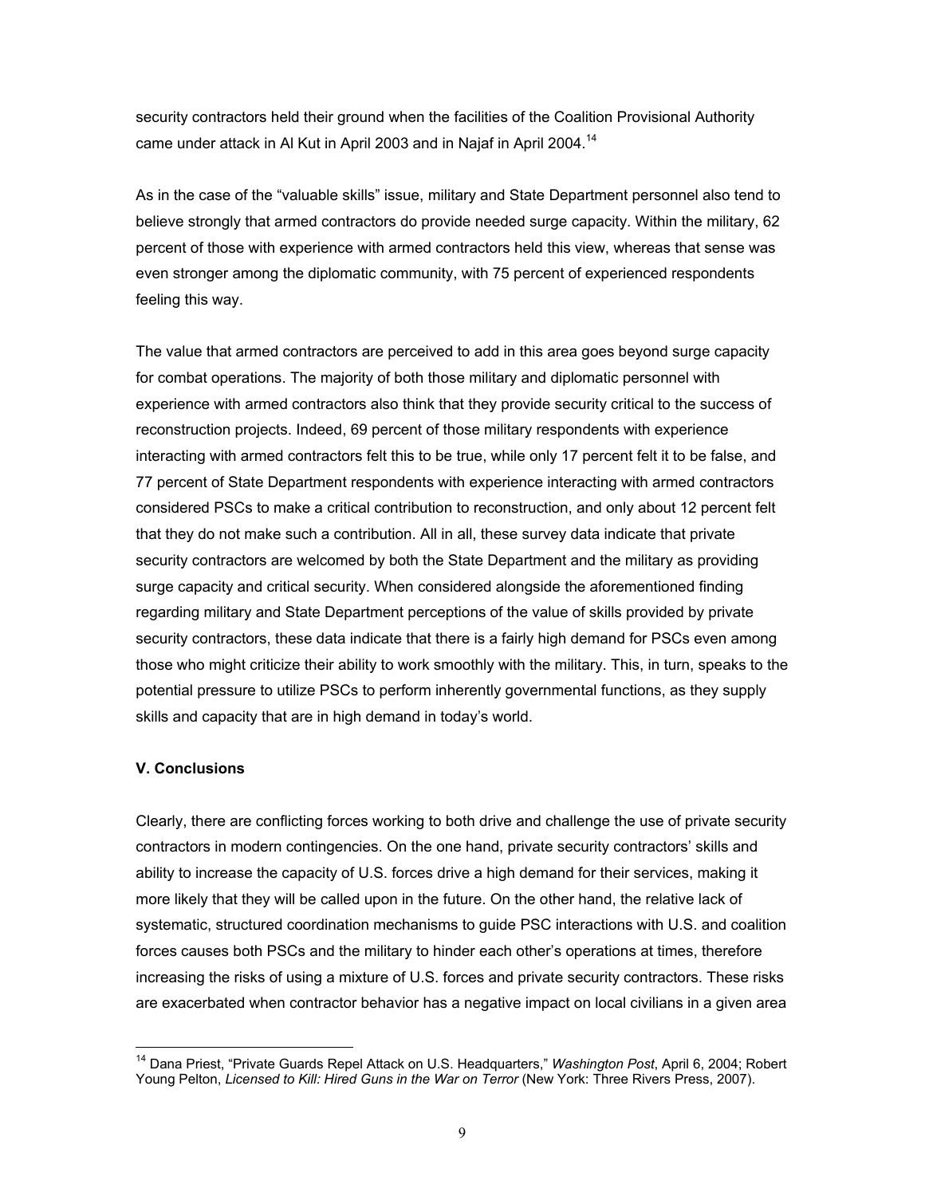security contractors held their ground when the facilities of the Coalition Provisional Authority came under attack in Al Kut in April 2003 and in Najaf in April 2004.[14]

As in the case of the "valuable skills" issue, military and State Department personnel also tend to believe strongly that armed contractors do provide needed surge capacity. Within the military, 62 percent of those with experience with armed contractors held this view, whereas that sense was even stronger among the diplomatic community, with 75 percent of experienced respondents feeling this way.

The value that armed contractors are perceived to add in this area goes beyond surge capacity for combat operations. The majority of both those military and diplomatic personnel with experience with armed contractors also think that they provide security critical to the success of reconstruction projects. Indeed, 69 percent of those military respondents with experience interacting with armed contractors felt this to be true, while only 17 percent felt it to be false, and 77 percent of State Department respondents with experience interacting with armed contractors considered PSCs to make a critical contribution to reconstruction, and only about 12 percent felt that they do not make such a contribution. All in all, these survey data indicate that private security contractors are welcomed by both the State Department and the military as providing surge capacity and critical security. When considered alongside the aforementioned finding regarding military and State Department perceptions of the value of skills provided by private security contractors, these data indicate that there is a fairly high demand for PSCs even among those who might criticize their ability to work smoothly with the military. This, in turn, speaks to the potential pressure to utilize PSCs to perform inherently governmental functions, as they supply skills and capacity that are in high demand in today's world.

## V. Conclusions

Clearly, there are conflicting forces working to both drive and challenge the use of private security contractors in modern contingencies. On the one hand, private security contractors' skills and ability to increase the capacity of U.S. forces drive a high demand for their services, making it more likely that they will be called upon in the future. On the other hand, the relative lack of systematic, structured coordination mechanisms to guide PSC interactions with U.S. and coalition forces causes both PSCs and the military to hinder each other's operations at times, therefore increasing the risks of using a mixture of U.S. forces and private security contractors. These risks are exacerbated when contractor behavior has a negative impact on local civilians in a given area

[14] Dana Priest, "Private Guards Repel Attack on U.S. Headquarters," *Washington Post*, April 6, 2004; Robert Young Pelton, *Licensed to Kill: Hired Guns in the War on Terror* (New York: Three Rivers Press, 2007).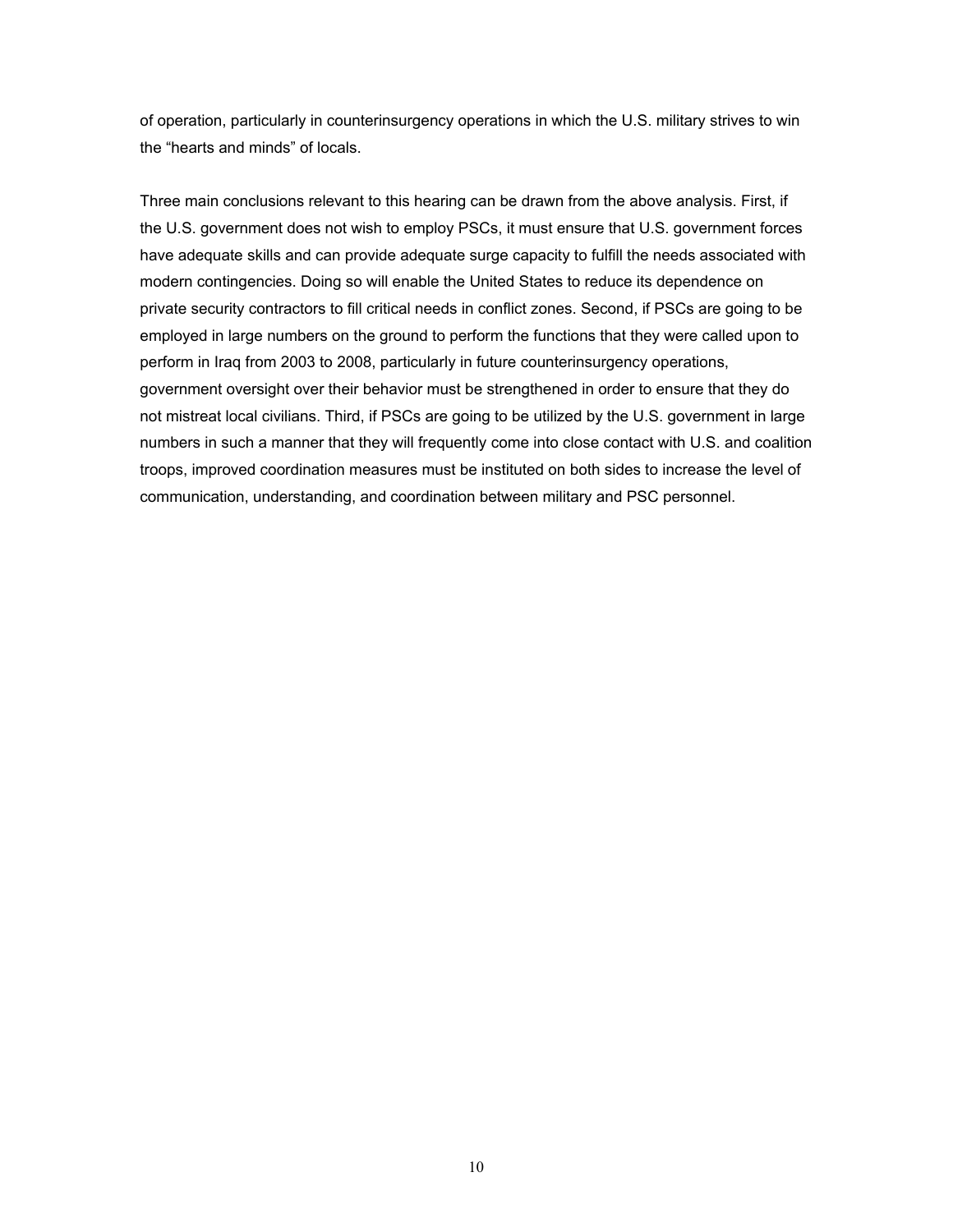of operation, particularly in counterinsurgency operations in which the U.S. military strives to win the "hearts and minds" of locals.

Three main conclusions relevant to this hearing can be drawn from the above analysis. First, if the U.S. government does not wish to employ PSCs, it must ensure that U.S. government forces have adequate skills and can provide adequate surge capacity to fulfill the needs associated with modern contingencies. Doing so will enable the United States to reduce its dependence on private security contractors to fill critical needs in conflict zones. Second, if PSCs are going to be employed in large numbers on the ground to perform the functions that they were called upon to perform in Iraq from 2003 to 2008, particularly in future counterinsurgency operations, government oversight over their behavior must be strengthened in order to ensure that they do not mistreat local civilians. Third, if PSCs are going to be utilized by the U.S. government in large numbers in such a manner that they will frequently come into close contact with U.S. and coalition troops, improved coordination measures must be instituted on both sides to increase the level of communication, understanding, and coordination between military and PSC personnel.